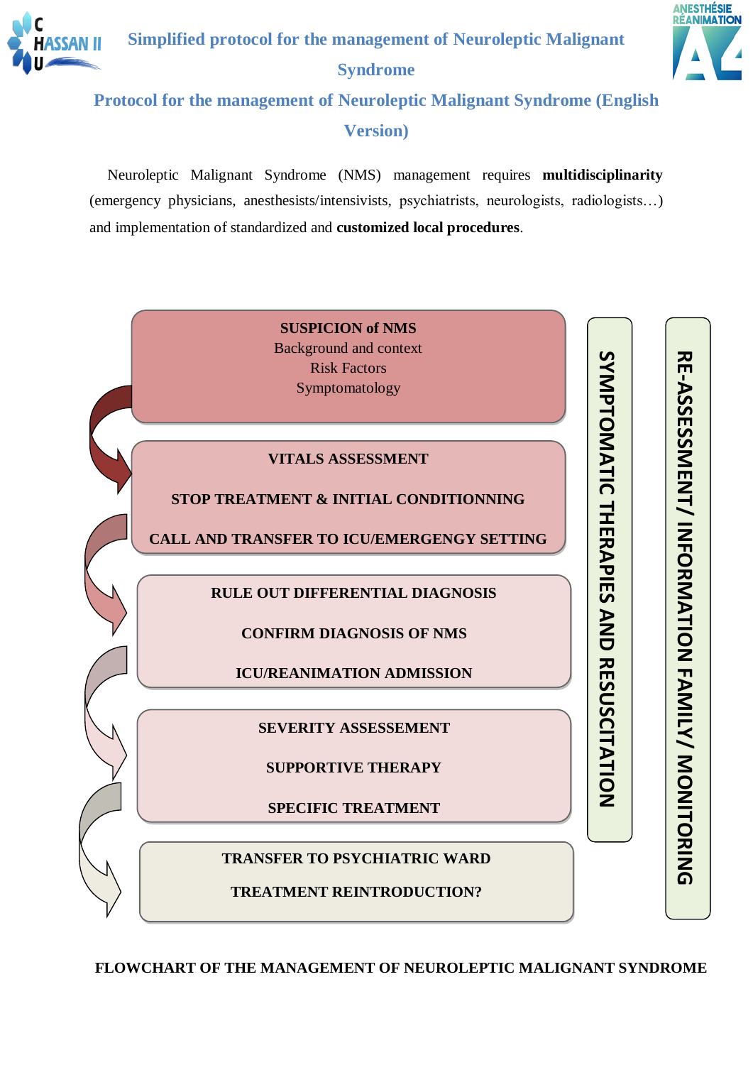# Simplified protocol for the management of Neuroleptic Malignant Syndrome

## Protocol for the management of Neuroleptic Malignant Syndrome (English Version)

Neuroleptic Malignant Syndrome (NMS) management requires **multidisciplinarity** (emergency physicians, anesthesists/intensivists, psychiatrists, neurologists, radiologists…) and implementation of standardized and **customized local procedures**.

**SUSPICION of NMS**
Background and context
Risk Factors
Symptomatology

**VITALS ASSESSMENT**

**STOP TREATMENT & INITIAL CONDITIONNING**

**CALL AND TRANSFER TO ICU/EMERGENGY SETTING**

**RULE OUT DIFFERENTIAL DIAGNOSIS**

**CONFIRM DIAGNOSIS OF NMS**

**ICU/REANIMATION ADMISSION**

**SEVERITY ASSESSEMENT**

**SUPPORTIVE THERAPY**

**SPECIFIC TREATMENT**

**TRANSFER TO PSYCHIATRIC WARD**

**TREATMENT REINTRODUCTION?**

**SYMPTOMATIC THERAPIES AND RESUSCITATION**

**RE-ASSESSMENT/ INFORMATION FAMILY/ MONITORING**

**FLOWCHART OF THE MANAGEMENT OF NEUROLEPTIC MALIGNANT SYNDROME**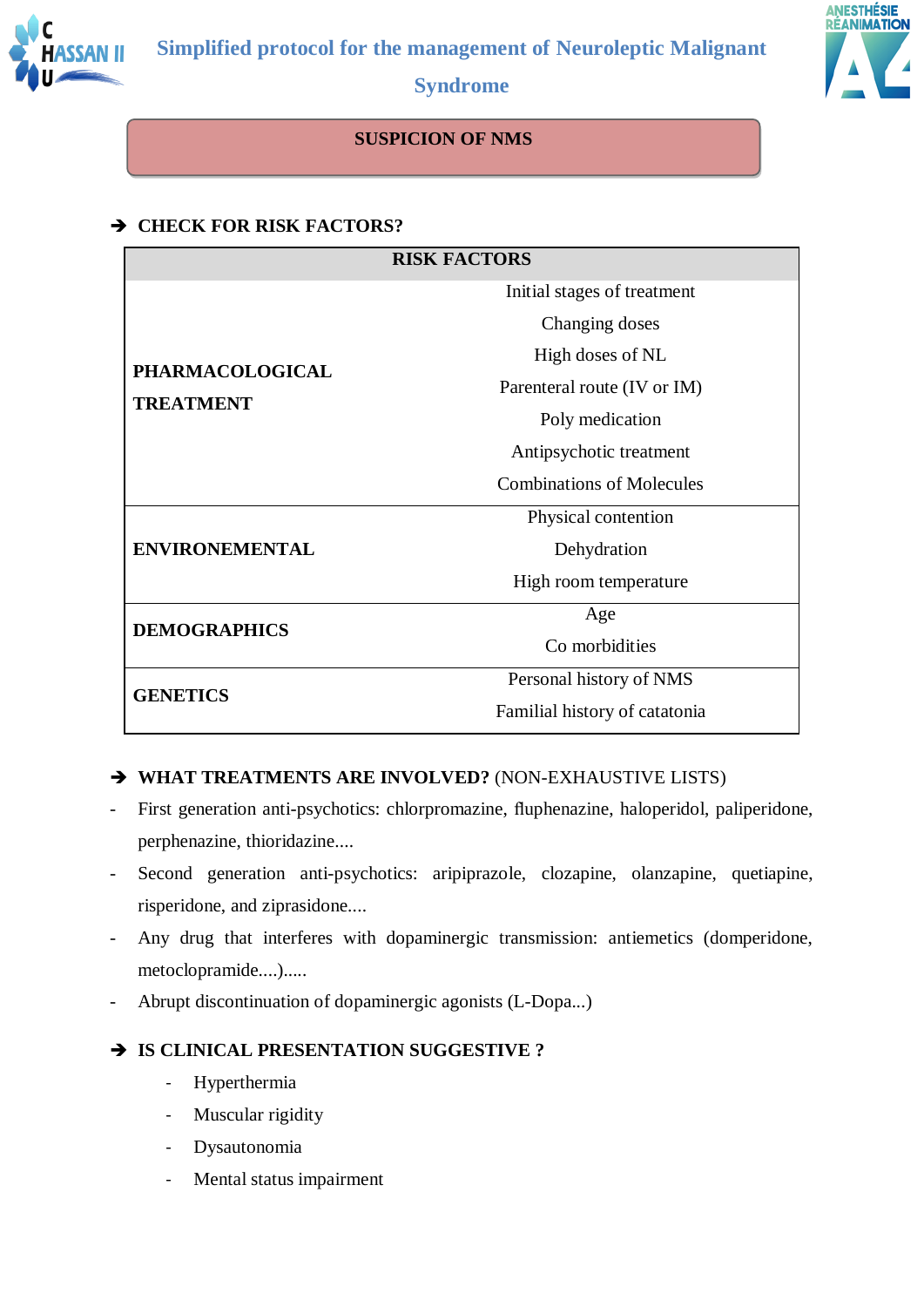# Simplified protocol for the management of Neuroleptic Malignant Syndrome

**SUSPICION OF NMS**

➔ **CHECK FOR RISK FACTORS?**

| RISK FACTORS | |
|---|---|
| **PHARMACOLOGICAL TREATMENT** | Initial stages of treatment<br>Changing doses<br>High doses of NL<br>Parenteral route (IV or IM)<br>Poly medication<br>Antipsychotic treatment<br>Combinations of Molecules |
| **ENVIRONEMENTAL** | Physical contention<br>Dehydration<br>High room temperature |
| **DEMOGRAPHICS** | Age<br>Co morbidities |
| **GENETICS** | Personal history of NMS<br>Familial history of catatonia |

➔ **WHAT TREATMENTS ARE INVOLVED?** (NON-EXHAUSTIVE LISTS)

- First generation anti-psychotics: chlorpromazine, fluphenazine, haloperidol, paliperidone, perphenazine, thioridazine....
- Second generation anti-psychotics: aripiprazole, clozapine, olanzapine, quetiapine, risperidone, and ziprasidone....
- Any drug that interferes with dopaminergic transmission: antiemetics (domperidone, metoclopramide....).....
- Abrupt discontinuation of dopaminergic agonists (L-Dopa...)

➔ **IS CLINICAL PRESENTATION SUGGESTIVE ?**

- Hyperthermia
- Muscular rigidity
- Dysautonomia
- Mental status impairment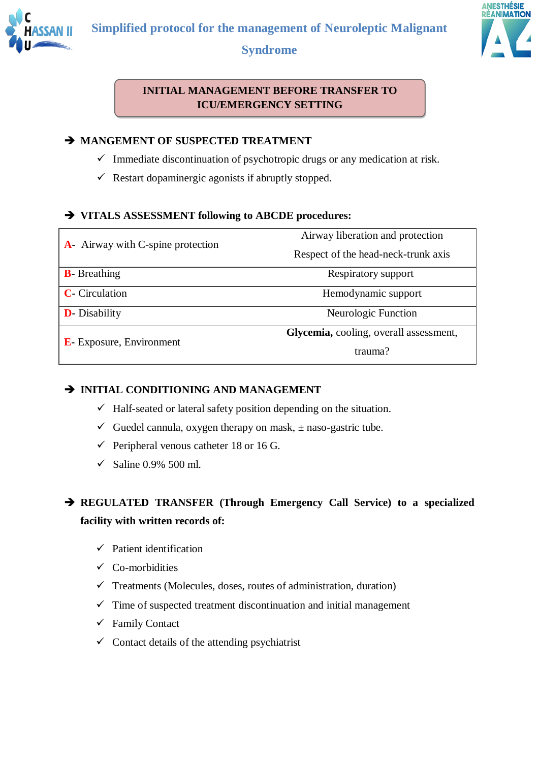# Simplified protocol for the management of Neuroleptic Malignant Syndrome

## INITIAL MANAGEMENT BEFORE TRANSFER TO ICU/EMERGENCY SETTING

### ➔ MANGEMENT OF SUSPECTED TREATMENT

- ✓ Immediate discontinuation of psychotropic drugs or any medication at risk.
- ✓ Restart dopaminergic agonists if abruptly stopped.

### ➔ VITALS ASSESSMENT following to ABCDE procedures:

| | |
|---|---|
| **A-** Airway with C-spine protection | Airway liberation and protection<br>Respect of the head-neck-trunk axis |
| **B-** Breathing | Respiratory support |
| **C-** Circulation | Hemodynamic support |
| **D-** Disability | Neurologic Function |
| **E-** Exposure, Environment | **Glycemia,** cooling, overall assessment, trauma? |

### ➔ INITIAL CONDITIONING AND MANAGEMENT

- ✓ Half-seated or lateral safety position depending on the situation.
- ✓ Guedel cannula, oxygen therapy on mask, ± naso-gastric tube.
- ✓ Peripheral venous catheter 18 or 16 G.
- ✓ Saline 0.9% 500 ml.

### ➔ REGULATED TRANSFER (Through Emergency Call Service) to a specialized facility with written records of:

- ✓ Patient identification
- ✓ Co-morbidities
- ✓ Treatments (Molecules, doses, routes of administration, duration)
- ✓ Time of suspected treatment discontinuation and initial management
- ✓ Family Contact
- ✓ Contact details of the attending psychiatrist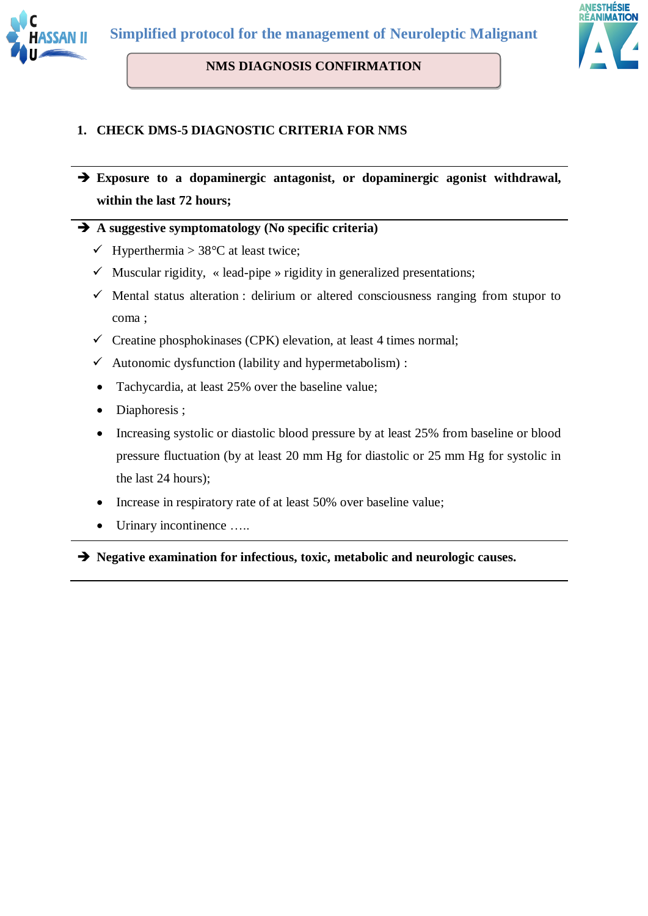Simplified protocol for the management of Neuroleptic Malignant

## NMS DIAGNOSIS CONFIRMATION

### 1. CHECK DMS-5 DIAGNOSTIC CRITERIA FOR NMS

➔ **Exposure to a dopaminergic antagonist, or dopaminergic agonist withdrawal, within the last 72 hours;**

➔ **A suggestive symptomatology (No specific criteria)**

- ✓ Hyperthermia > 38°C at least twice;
- ✓ Muscular rigidity, « lead-pipe » rigidity in generalized presentations;
- ✓ Mental status alteration : delirium or altered consciousness ranging from stupor to coma ;
- ✓ Creatine phosphokinases (CPK) elevation, at least 4 times normal;
- ✓ Autonomic dysfunction (lability and hypermetabolism) :
  - Tachycardia, at least 25% over the baseline value;
  - Diaphoresis ;
  - Increasing systolic or diastolic blood pressure by at least 25% from baseline or blood pressure fluctuation (by at least 20 mm Hg for diastolic or 25 mm Hg for systolic in the last 24 hours);
  - Increase in respiratory rate of at least 50% over baseline value;
  - Urinary incontinence …..

➔ **Negative examination for infectious, toxic, metabolic and neurologic causes.**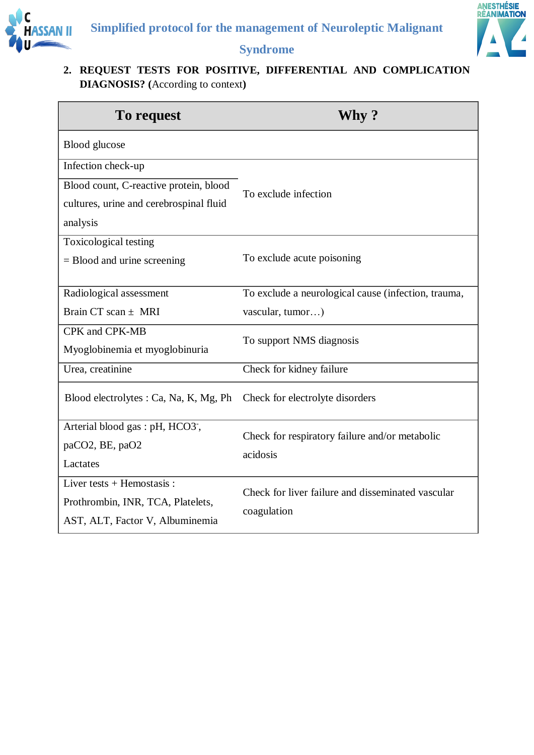## 2. REQUEST TESTS FOR POSITIVE, DIFFERENTIAL AND COMPLICATION DIAGNOSIS? (According to context)

| To request | Why ? |
|---|---|
| Blood glucose | |
| Infection check-up<br>Blood count, C-reactive protein, blood cultures, urine and cerebrospinal fluid analysis | To exclude infection |
| Toxicological testing<br>= Blood and urine screening | To exclude acute poisoning |
| Radiological assessment<br>Brain CT scan ± MRI | To exclude a neurological cause (infection, trauma, vascular, tumor…) |
| CPK and CPK-MB<br>Myoglobinemia et myoglobinuria | To support NMS diagnosis |
| Urea, creatinine | Check for kidney failure |
| Blood electrolytes : Ca, Na, K, Mg, Ph | Check for electrolyte disorders |
| Arterial blood gas : pH, $HCO_3^-$, $paCO_2$, BE, $paO_2$<br>Lactates | Check for respiratory failure and/or metabolic acidosis |
| Liver tests + Hemostasis : Prothrombin, INR, TCA, Platelets, AST, ALT, Factor V, Albuminemia | Check for liver failure and disseminated vascular coagulation |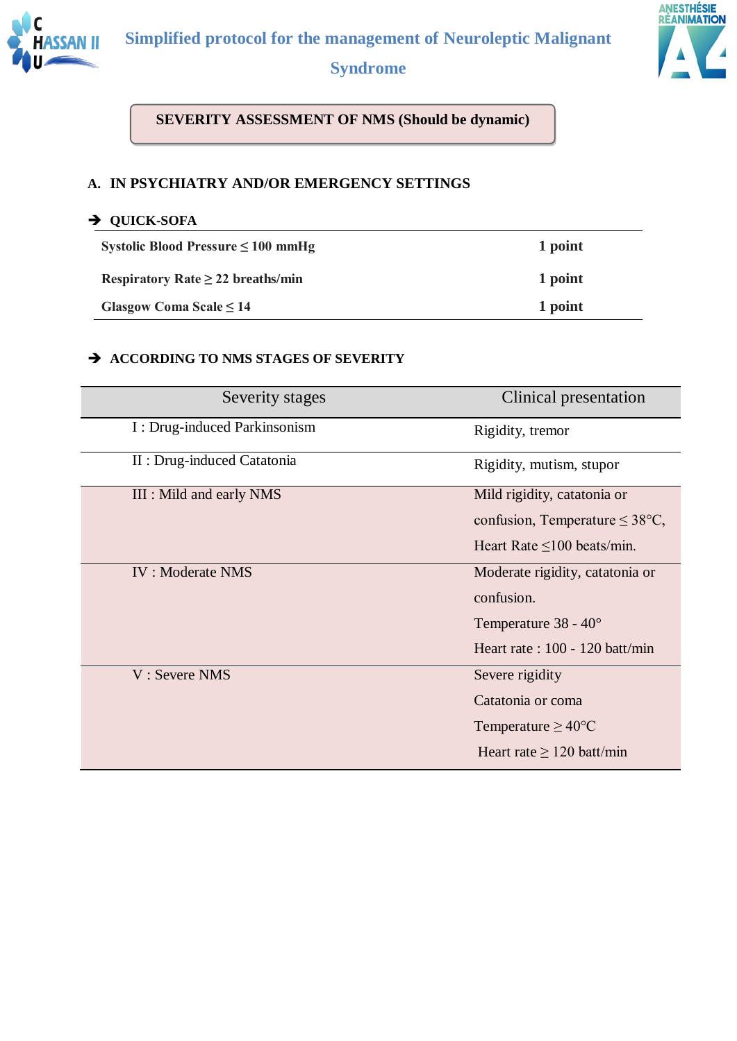# Simplified protocol for the management of Neuroleptic Malignant Syndrome

## SEVERITY ASSESSMENT OF NMS (Should be dynamic)

### A. IN PSYCHIATRY AND/OR EMERGENCY SETTINGS

**➔ QUICK-SOFA**

| | |
|---|---|
| **Systolic Blood Pressure ≤ 100 mmHg** | **1 point** |
| **Respiratory Rate ≥ 22 breaths/min** | **1 point** |
| **Glasgow Coma Scale ≤ 14** | **1 point** |

**➔ ACCORDING TO NMS STAGES OF SEVERITY**

| Severity stages | Clinical presentation |
|---|---|
| I : Drug-induced Parkinsonism | Rigidity, tremor |
| II : Drug-induced Catatonia | Rigidity, mutism, stupor |
| III : Mild and early NMS | Mild rigidity, catatonia or confusion, Temperature ≤ 38°C, Heart Rate ≤100 beats/min. |
| IV : Moderate NMS | Moderate rigidity, catatonia or confusion.<br>Temperature 38 - 40°<br>Heart rate : 100 - 120 batt/min |
| V : Severe NMS | Severe rigidity<br>Catatonia or coma<br>Temperature ≥ 40°C<br>Heart rate ≥ 120 batt/min |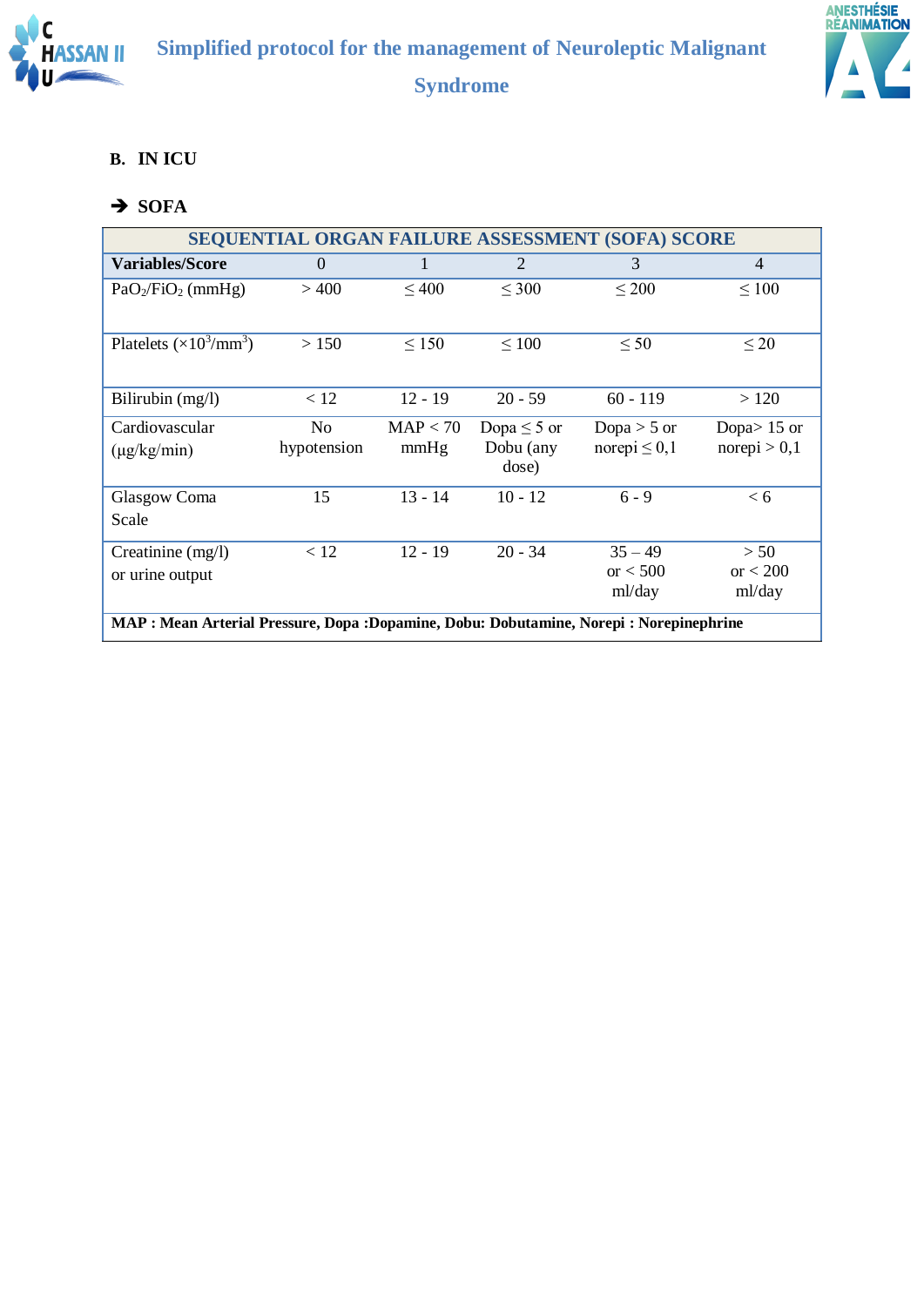## B. IN ICU

### ➔ SOFA

| SEQUENTIAL ORGAN FAILURE ASSESSMENT (SOFA) SCORE | | | | | |
|---|---|---|---|---|---|
| **Variables/Score** | 0 | 1 | 2 | 3 | 4 |
| $PaO_2/FiO_2$ (mmHg) | > 400 | ≤ 400 | ≤ 300 | ≤ 200 | ≤ 100 |
| Platelets ($\times 10^3/mm^3$) | > 150 | ≤ 150 | ≤ 100 | ≤ 50 | ≤ 20 |
| Bilirubin (mg/l) | < 12 | 12 - 19 | 20 - 59 | 60 - 119 | > 120 |
| Cardiovascular (µg/kg/min) | No hypotension | MAP < 70 mmHg | Dopa ≤ 5 or Dobu (any dose) | Dopa > 5 or norepi ≤ 0,1 | Dopa> 15 or norepi > 0,1 |
| Glasgow Coma Scale | 15 | 13 - 14 | 10 - 12 | 6 - 9 | < 6 |
| Creatinine (mg/l) or urine output | < 12 | 12 - 19 | 20 - 34 | 35 – 49 or < 500 ml/day | > 50 or < 200 ml/day |
| **MAP : Mean Arterial Pressure, Dopa :Dopamine, Dobu: Dobutamine, Norepi : Norepinephrine** | | | | | |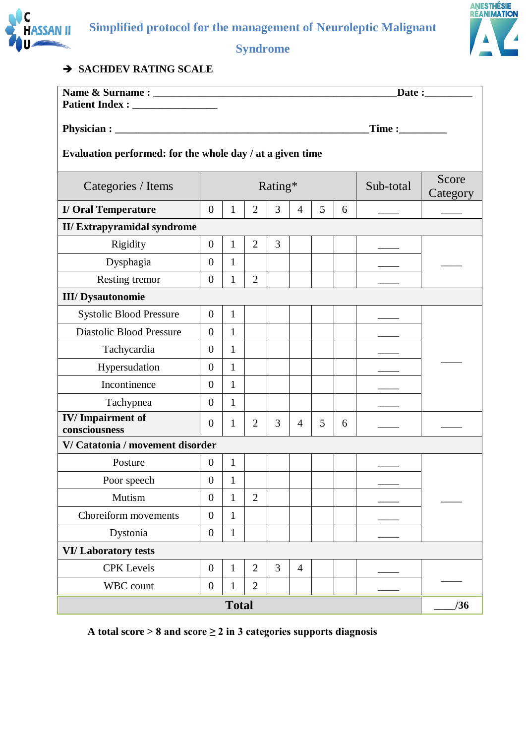Simplified protocol for the management of Neuroleptic Malignant Syndrome

➔ **SACHDEV RATING SCALE**

**Name & Surname : ________________________________________________Date :_________**
**Patient Index : ________________**

**Physician : __________________________________________________Time :_________**

**Evaluation performed: for the whole day / at a given time**

| Categories / Items | Rating* | | | | | | | Sub-total | Score Category |
|---|---|---|---|---|---|---|---|---|---|
| **I/ Oral Temperature** | 0 | 1 | 2 | 3 | 4 | 5 | 6 | ____ | ____ |
| **II/ Extrapyramidal syndrome** | | | | | | | | | |
| Rigidity | 0 | 1 | 2 | 3 | | | | ____ | ____ |
| Dysphagia | 0 | 1 | | | | | | ____ | |
| Resting tremor | 0 | 1 | 2 | | | | | ____ | |
| **III/ Dysautonomie** | | | | | | | | | |
| Systolic Blood Pressure | 0 | 1 | | | | | | ____ | ____ |
| Diastolic Blood Pressure | 0 | 1 | | | | | | ____ | |
| Tachycardia | 0 | 1 | | | | | | ____ | |
| Hypersudation | 0 | 1 | | | | | | ____ | |
| Incontinence | 0 | 1 | | | | | | ____ | |
| Tachypnea | 0 | 1 | | | | | | ____ | |
| **IV/ Impairment of consciousness** | 0 | 1 | 2 | 3 | 4 | 5 | 6 | ____ | ____ |
| **V/ Catatonia / movement disorder** | | | | | | | | | |
| Posture | 0 | 1 | | | | | | ____ | ____ |
| Poor speech | 0 | 1 | | | | | | ____ | |
| Mutism | 0 | 1 | 2 | | | | | ____ | |
| Choreiform movements | 0 | 1 | | | | | | ____ | |
| Dystonia | 0 | 1 | | | | | | ____ | |
| **VI/ Laboratory tests** | | | | | | | | | |
| CPK Levels | 0 | 1 | 2 | 3 | 4 | | | ____ | ____ |
| WBC count | 0 | 1 | 2 | | | | | ____ | |
| **Total** | | | | | | | | | ____/36 |

**A total score > 8 and score ≥ 2 in 3 categories supports diagnosis**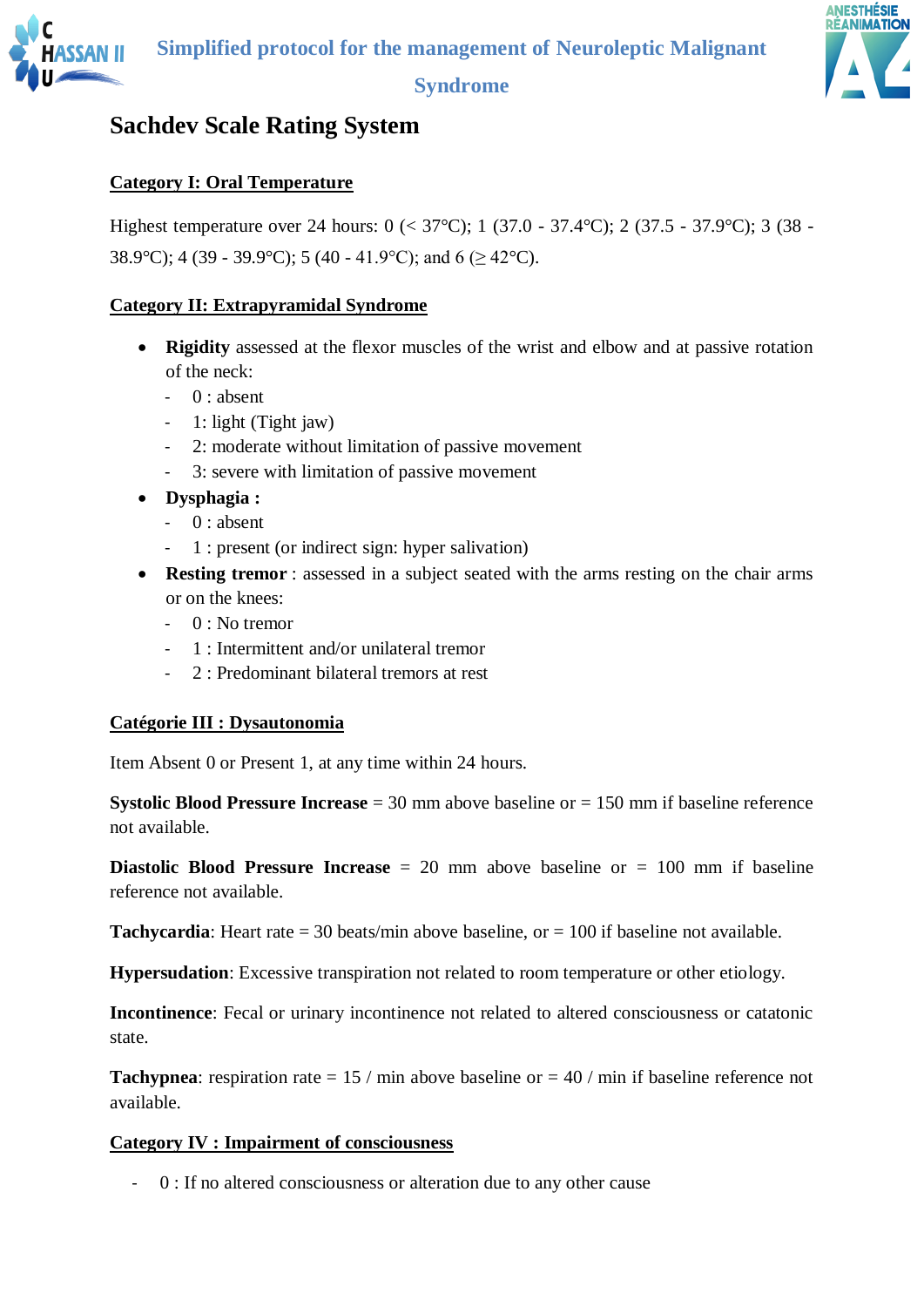## Sachdev Scale Rating System

**Category I: Oral Temperature**

Highest temperature over 24 hours: 0 (< 37°C); 1 (37.0 - 37.4°C); 2 (37.5 - 37.9°C); 3 (38 - 38.9°C); 4 (39 - 39.9°C); 5 (40 - 41.9°C); and 6 (≥ 42°C).

**Category II: Extrapyramidal Syndrome**

- **Rigidity** assessed at the flexor muscles of the wrist and elbow and at passive rotation of the neck:
  - 0 : absent
  - 1: light (Tight jaw)
  - 2: moderate without limitation of passive movement
  - 3: severe with limitation of passive movement
- **Dysphagia :**
  - 0 : absent
  - 1 : present (or indirect sign: hyper salivation)
- **Resting tremor** : assessed in a subject seated with the arms resting on the chair arms or on the knees:
  - 0 : No tremor
  - 1 : Intermittent and/or unilateral tremor
  - 2 : Predominant bilateral tremors at rest

**Catégorie III : Dysautonomia**

Item Absent 0 or Present 1, at any time within 24 hours.

**Systolic Blood Pressure Increase** = 30 mm above baseline or = 150 mm if baseline reference not available.

**Diastolic Blood Pressure Increase** = 20 mm above baseline or = 100 mm if baseline reference not available.

**Tachycardia**: Heart rate = 30 beats/min above baseline, or = 100 if baseline not available.

**Hypersudation**: Excessive transpiration not related to room temperature or other etiology.

**Incontinence**: Fecal or urinary incontinence not related to altered consciousness or catatonic state.

**Tachypnea**: respiration rate = 15 / min above baseline or = 40 / min if baseline reference not available.

**Category IV : Impairment of consciousness**

- 0 : If no altered consciousness or alteration due to any other cause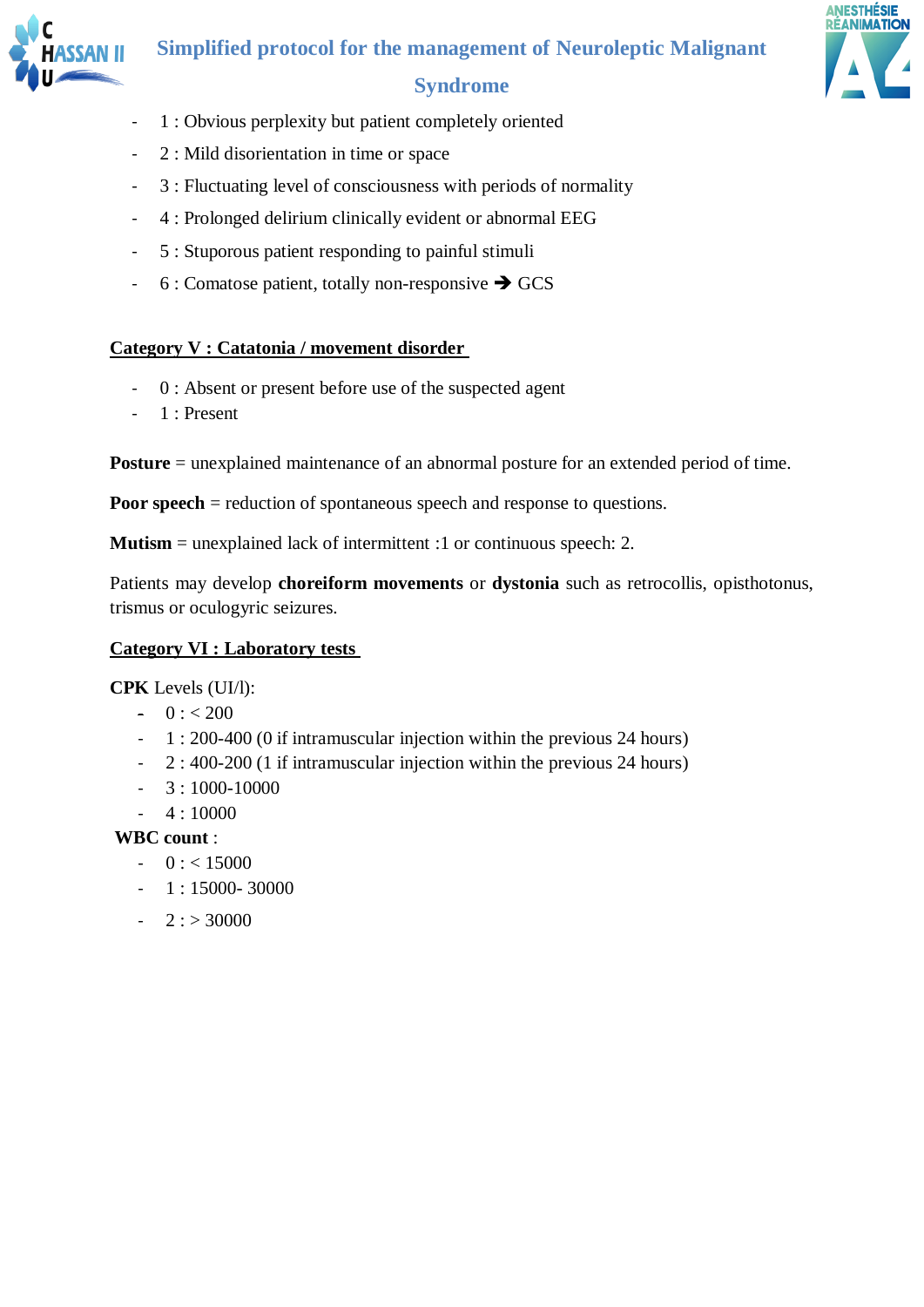- 1 : Obvious perplexity but patient completely oriented
- 2 : Mild disorientation in time or space
- 3 : Fluctuating level of consciousness with periods of normality
- 4 : Prolonged delirium clinically evident or abnormal EEG
- 5 : Stuporous patient responding to painful stimuli
- 6 : Comatose patient, totally non-responsive ➔ GCS

**Category V : Catatonia / movement disorder**

- 0 : Absent or present before use of the suspected agent
- 1 : Present

**Posture** = unexplained maintenance of an abnormal posture for an extended period of time.

**Poor speech** = reduction of spontaneous speech and response to questions.

**Mutism** = unexplained lack of intermittent :1 or continuous speech: 2.

Patients may develop **choreiform movements** or **dystonia** such as retrocollis, opisthotonus, trismus or oculogyric seizures.

**Category VI : Laboratory tests**

**CPK** Levels (UI/l):

- 0 : < 200
- 1 : 200-400 (0 if intramuscular injection within the previous 24 hours)
- 2 : 400-200 (1 if intramuscular injection within the previous 24 hours)
- 3 : 1000-10000
- 4 : 10000

**WBC count** :

- 0 : < 15000
- 1 : 15000- 30000
- 2 : > 30000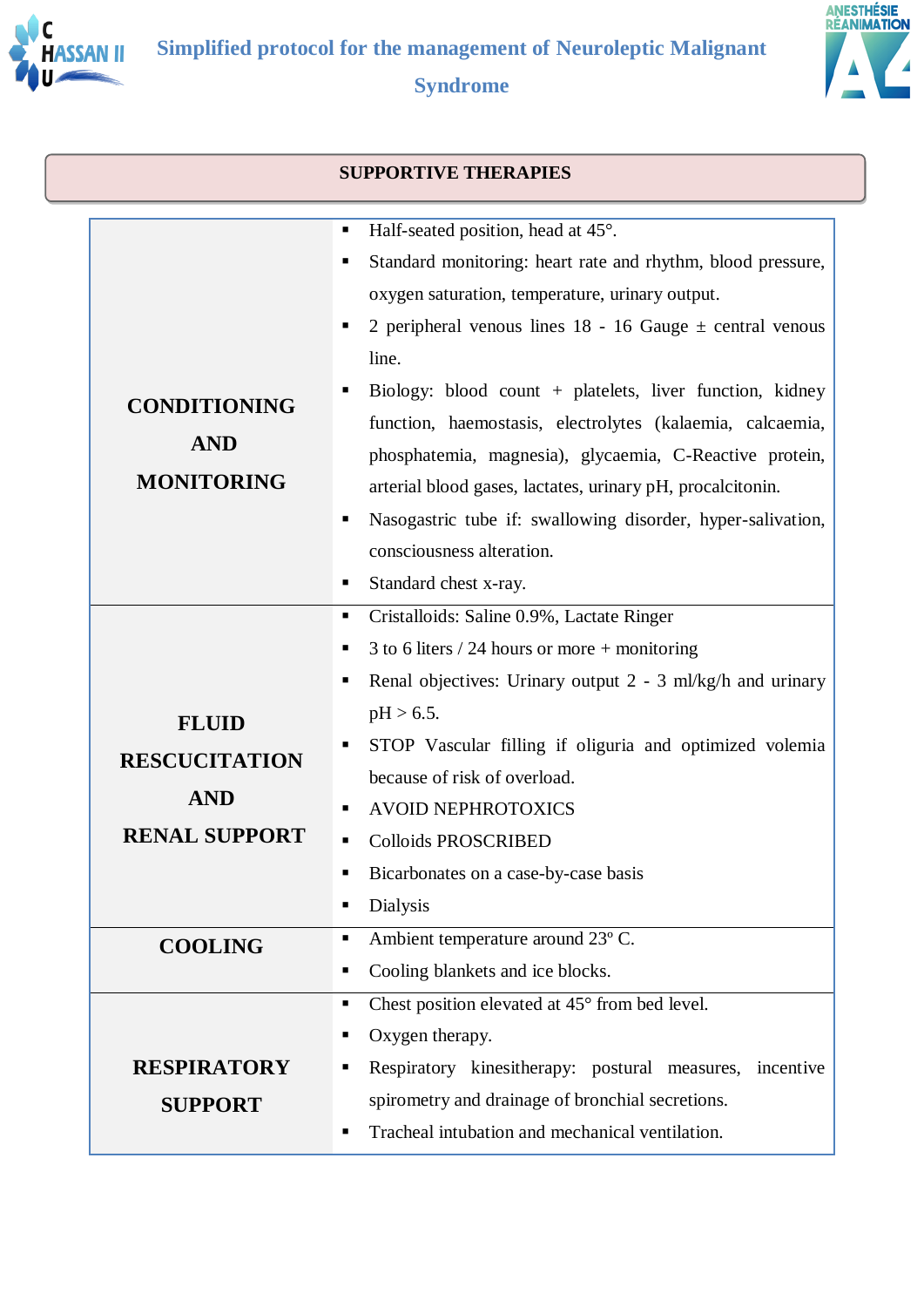## SUPPORTIVE THERAPIES

| | |
|---|---|
| **CONDITIONING AND MONITORING** | ▪ Half-seated position, head at 45°.<br>▪ Standard monitoring: heart rate and rhythm, blood pressure, oxygen saturation, temperature, urinary output.<br>▪ 2 peripheral venous lines 18 - 16 Gauge ± central venous line.<br>▪ Biology: blood count + platelets, liver function, kidney function, haemostasis, electrolytes (kalaemia, calcaemia, phosphatemia, magnesia), glycaemia, C-Reactive protein, arterial blood gases, lactates, urinary pH, procalcitonin.<br>▪ Nasogastric tube if: swallowing disorder, hyper-salivation, consciousness alteration.<br>▪ Standard chest x-ray. |
| **FLUID RESCUCITATION AND RENAL SUPPORT** | ▪ Cristalloids: Saline 0.9%, Lactate Ringer<br>▪ 3 to 6 liters / 24 hours or more + monitoring<br>▪ Renal objectives: Urinary output 2 - 3 ml/kg/h and urinary pH > 6.5.<br>▪ STOP Vascular filling if oliguria and optimized volemia because of risk of overload.<br>▪ AVOID NEPHROTOXICS<br>▪ Colloids PROSCRIBED<br>▪ Bicarbonates on a case-by-case basis<br>▪ Dialysis |
| **COOLING** | ▪ Ambient temperature around 23° C.<br>▪ Cooling blankets and ice blocks. |
| **RESPIRATORY SUPPORT** | ▪ Chest position elevated at 45° from bed level.<br>▪ Oxygen therapy.<br>▪ Respiratory kinesitherapy: postural measures, incentive spirometry and drainage of bronchial secretions.<br>▪ Tracheal intubation and mechanical ventilation. |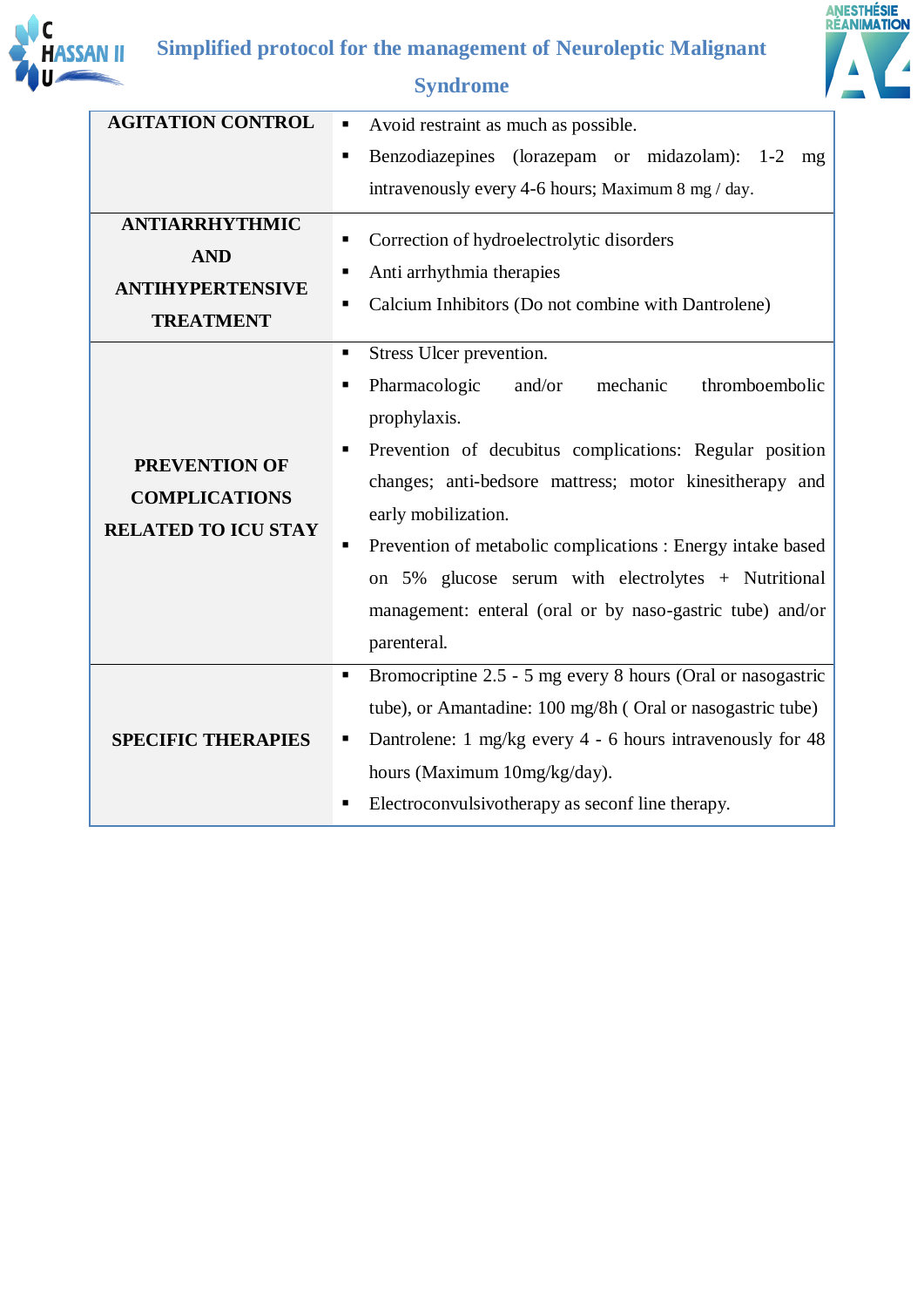## Simplified protocol for the management of Neuroleptic Malignant Syndrome

| | |
|---|---|
| **AGITATION CONTROL** | ▪ Avoid restraint as much as possible.<br>▪ Benzodiazepines (lorazepam or midazolam): 1-2 mg intravenously every 4-6 hours; Maximum 8 mg / day. |
| **ANTIARRHYTHMIC AND ANTIHYPERTENSIVE TREATMENT** | ▪ Correction of hydroelectrolytic disorders<br>▪ Anti arrhythmia therapies<br>▪ Calcium Inhibitors (Do not combine with Dantrolene) |
| **PREVENTION OF COMPLICATIONS RELATED TO ICU STAY** | ▪ Stress Ulcer prevention.<br>▪ Pharmacologic and/or mechanic thromboembolic prophylaxis.<br>▪ Prevention of decubitus complications: Regular position changes; anti-bedsore mattress; motor kinesitherapy and early mobilization.<br>▪ Prevention of metabolic complications : Energy intake based on 5% glucose serum with electrolytes + Nutritional management: enteral (oral or by naso-gastric tube) and/or parenteral. |
| **SPECIFIC THERAPIES** | ▪ Bromocriptine 2.5 - 5 mg every 8 hours (Oral or nasogastric tube), or Amantadine: 100 mg/8h ( Oral or nasogastric tube)<br>▪ Dantrolene: 1 mg/kg every 4 - 6 hours intravenously for 48 hours (Maximum 10mg/kg/day).<br>▪ Electroconvulsivotherapy as seconf line therapy. |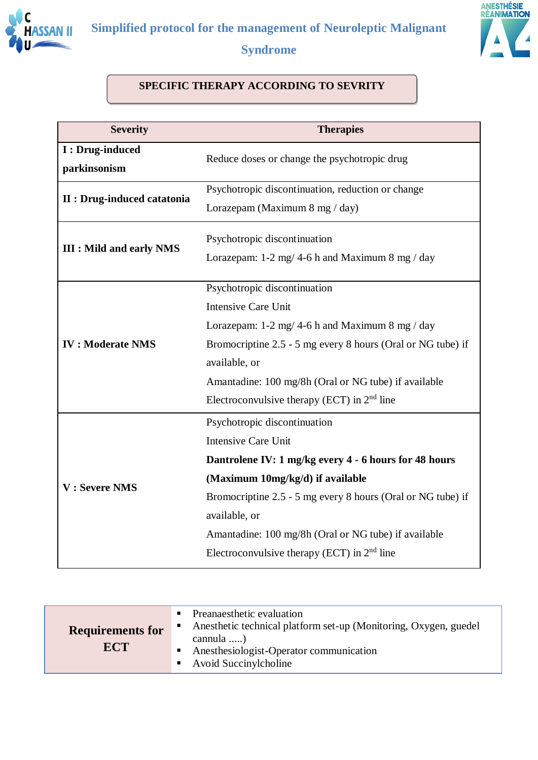# Simplified protocol for the management of Neuroleptic Malignant Syndrome

## SPECIFIC THERAPY ACCORDING TO SEVRITY

| Severity | Therapies |
|---|---|
| **I : Drug-induced parkinsonism** | Reduce doses or change the psychotropic drug |
| **II : Drug-induced catatonia** | Psychotropic discontinuation, reduction or change<br>Lorazepam (Maximum 8 mg / day) |
| **III : Mild and early NMS** | Psychotropic discontinuation<br>Lorazepam: 1-2 mg/ 4-6 h and Maximum 8 mg / day |
| **IV : Moderate NMS** | Psychotropic discontinuation<br>Intensive Care Unit<br>Lorazepam: 1-2 mg/ 4-6 h and Maximum 8 mg / day<br>Bromocriptine 2.5 - 5 mg every 8 hours (Oral or NG tube) if available, or<br>Amantadine: 100 mg/8h (Oral or NG tube) if available<br>Electroconvulsive therapy (ECT) in 2nd line |
| **V : Severe NMS** | Psychotropic discontinuation<br>Intensive Care Unit<br>**Dantrolene IV: 1 mg/kg every 4 - 6 hours for 48 hours (Maximum 10mg/kg/d) if available**<br>Bromocriptine 2.5 - 5 mg every 8 hours (Oral or NG tube) if available, or<br>Amantadine: 100 mg/8h (Oral or NG tube) if available<br>Electroconvulsive therapy (ECT) in 2nd line |

| **Requirements for ECT** | |
|---|---|
| | ▪ Preanaesthetic evaluation<br>▪ Anesthetic technical platform set-up (Monitoring, Oxygen, guedel cannula .....)<br>▪ Anesthesiologist-Operator communication<br>▪ Avoid Succinylcholine |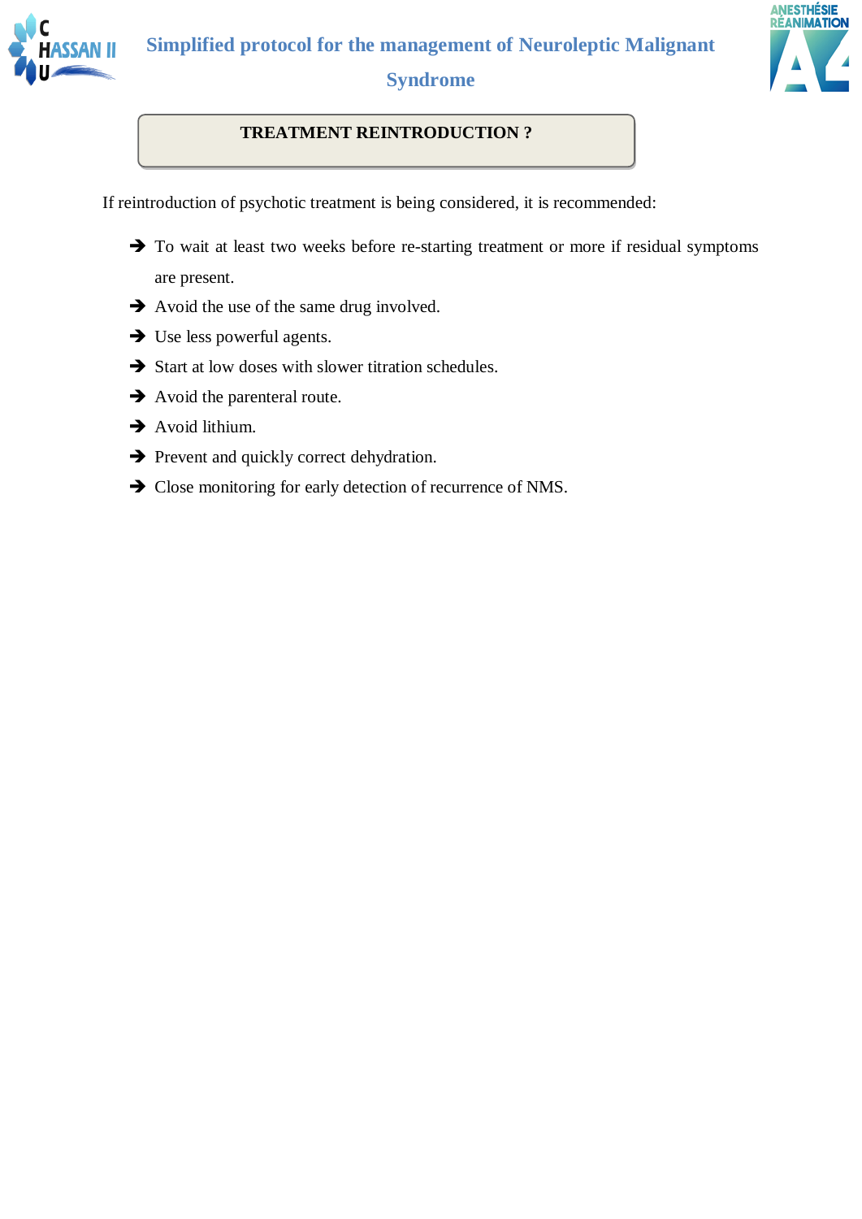## TREATMENT REINTRODUCTION ?

If reintroduction of psychotic treatment is being considered, it is recommended:

- To wait at least two weeks before re-starting treatment or more if residual symptoms are present.
- Avoid the use of the same drug involved.
- Use less powerful agents.
- Start at low doses with slower titration schedules.
- Avoid the parenteral route.
- Avoid lithium.
- Prevent and quickly correct dehydration.
- Close monitoring for early detection of recurrence of NMS.